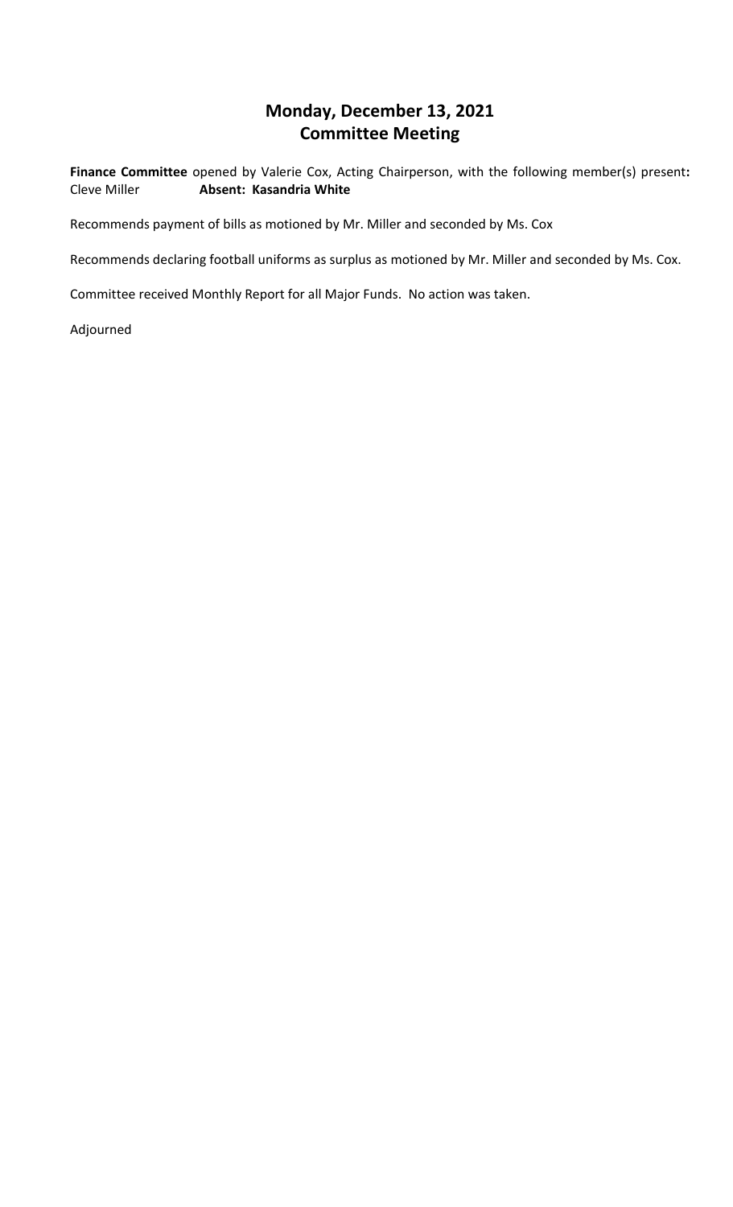# Monday, December 13, 2021
# Committee Meeting

**Finance Committee** opened by Valerie Cox, Acting Chairperson, with the following member(s) present**:**
Cleve Miller **Absent: Kasandria White**

Recommends payment of bills as motioned by Mr. Miller and seconded by Ms. Cox

Recommends declaring football uniforms as surplus as motioned by Mr. Miller and seconded by Ms. Cox.

Committee received Monthly Report for all Major Funds. No action was taken.

Adjourned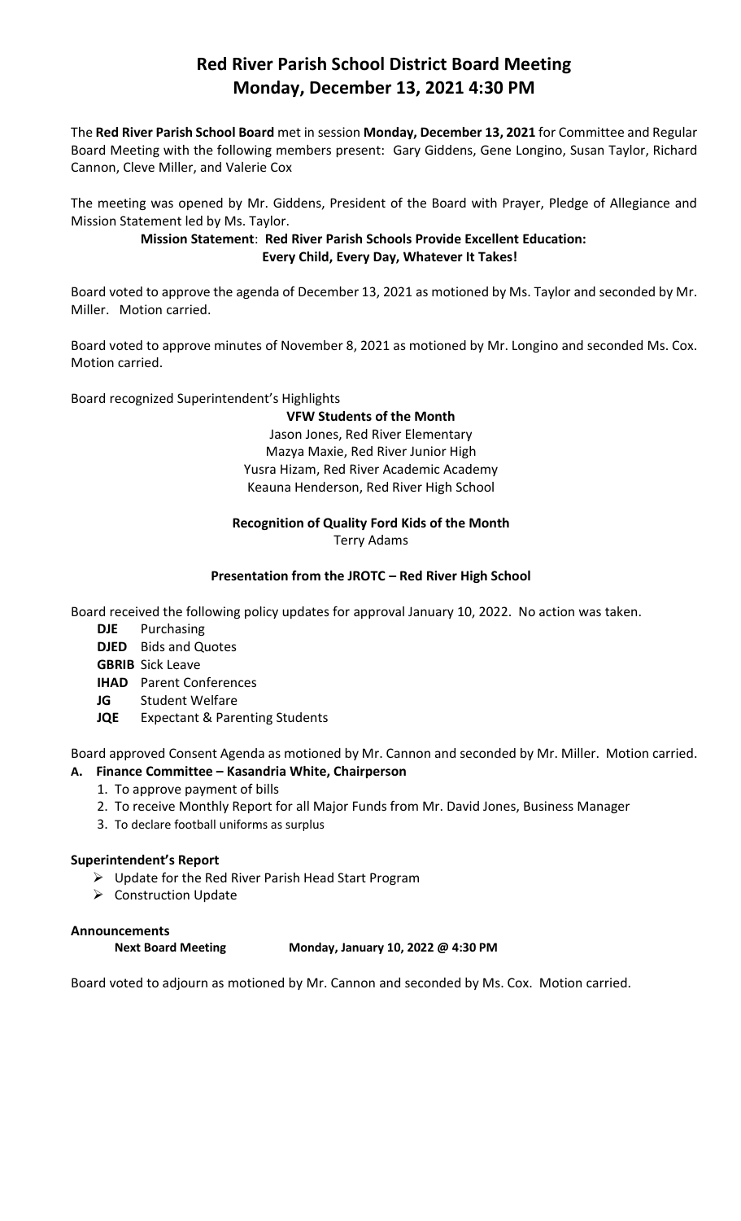# Red River Parish School District Board Meeting
# Monday, December 13, 2021 4:30 PM

The **Red River Parish School Board** met in session **Monday, December 13, 2021** for Committee and Regular Board Meeting with the following members present: Gary Giddens, Gene Longino, Susan Taylor, Richard Cannon, Cleve Miller, and Valerie Cox

The meeting was opened by Mr. Giddens, President of the Board with Prayer, Pledge of Allegiance and Mission Statement led by Ms. Taylor.

**Mission Statement**: **Red River Parish Schools Provide Excellent Education: Every Child, Every Day, Whatever It Takes!**

Board voted to approve the agenda of December 13, 2021 as motioned by Ms. Taylor and seconded by Mr. Miller. Motion carried.

Board voted to approve minutes of November 8, 2021 as motioned by Mr. Longino and seconded Ms. Cox. Motion carried.

Board recognized Superintendent's Highlights

**VFW Students of the Month**

Jason Jones, Red River Elementary
Mazya Maxie, Red River Junior High
Yusra Hizam, Red River Academic Academy
Keauna Henderson, Red River High School

**Recognition of Quality Ford Kids of the Month**

Terry Adams

**Presentation from the JROTC – Red River High School**

Board received the following policy updates for approval January 10, 2022. No action was taken.

- **DJE** Purchasing
- **DJED** Bids and Quotes
- **GBRIB** Sick Leave
- **IHAD** Parent Conferences
- **JG** Student Welfare
- **JQE** Expectant & Parenting Students

Board approved Consent Agenda as motioned by Mr. Cannon and seconded by Mr. Miller. Motion carried.

**A. Finance Committee – Kasandria White, Chairperson**

1. To approve payment of bills
2. To receive Monthly Report for all Major Funds from Mr. David Jones, Business Manager
3. To declare football uniforms as surplus

**Superintendent's Report**

- Update for the Red River Parish Head Start Program
- Construction Update

**Announcements**

**Next Board Meeting** **Monday, January 10, 2022 @ 4:30 PM**

Board voted to adjourn as motioned by Mr. Cannon and seconded by Ms. Cox. Motion carried.